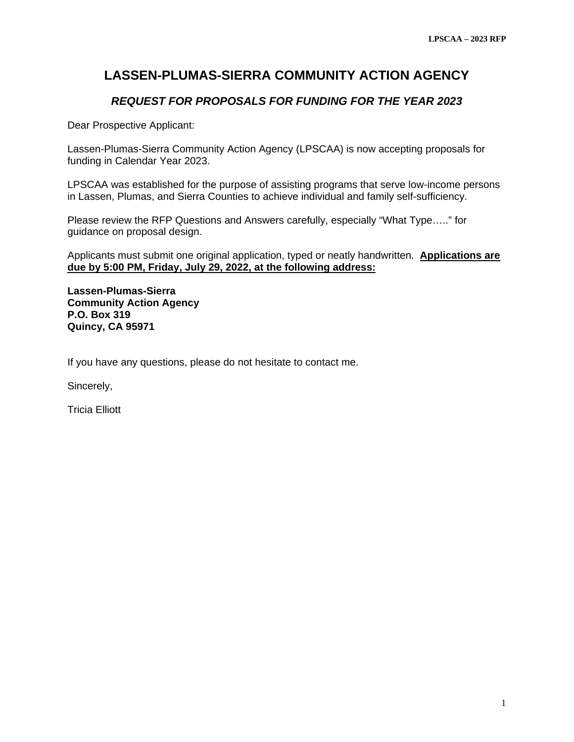# LASSEN-PLUMAS-SIERRA COMMUNITY ACTION AGENCY

## *REQUEST FOR PROPOSALS FOR FUNDING FOR THE YEAR 2023*

Dear Prospective Applicant:

Lassen-Plumas-Sierra Community Action Agency (LPSCAA) is now accepting proposals for funding in Calendar Year 2023.

LPSCAA was established for the purpose of assisting programs that serve low-income persons in Lassen, Plumas, and Sierra Counties to achieve individual and family self-sufficiency.

Please review the RFP Questions and Answers carefully, especially "What Type….." for guidance on proposal design.

Applicants must submit one original application, typed or neatly handwritten. **Applications are due by 5:00 PM, Friday, July 29, 2022, at the following address:**

**Lassen-Plumas-Sierra**
**Community Action Agency**
**P.O. Box 319**
**Quincy, CA 95971**

If you have any questions, please do not hesitate to contact me.

Sincerely,

Tricia Elliott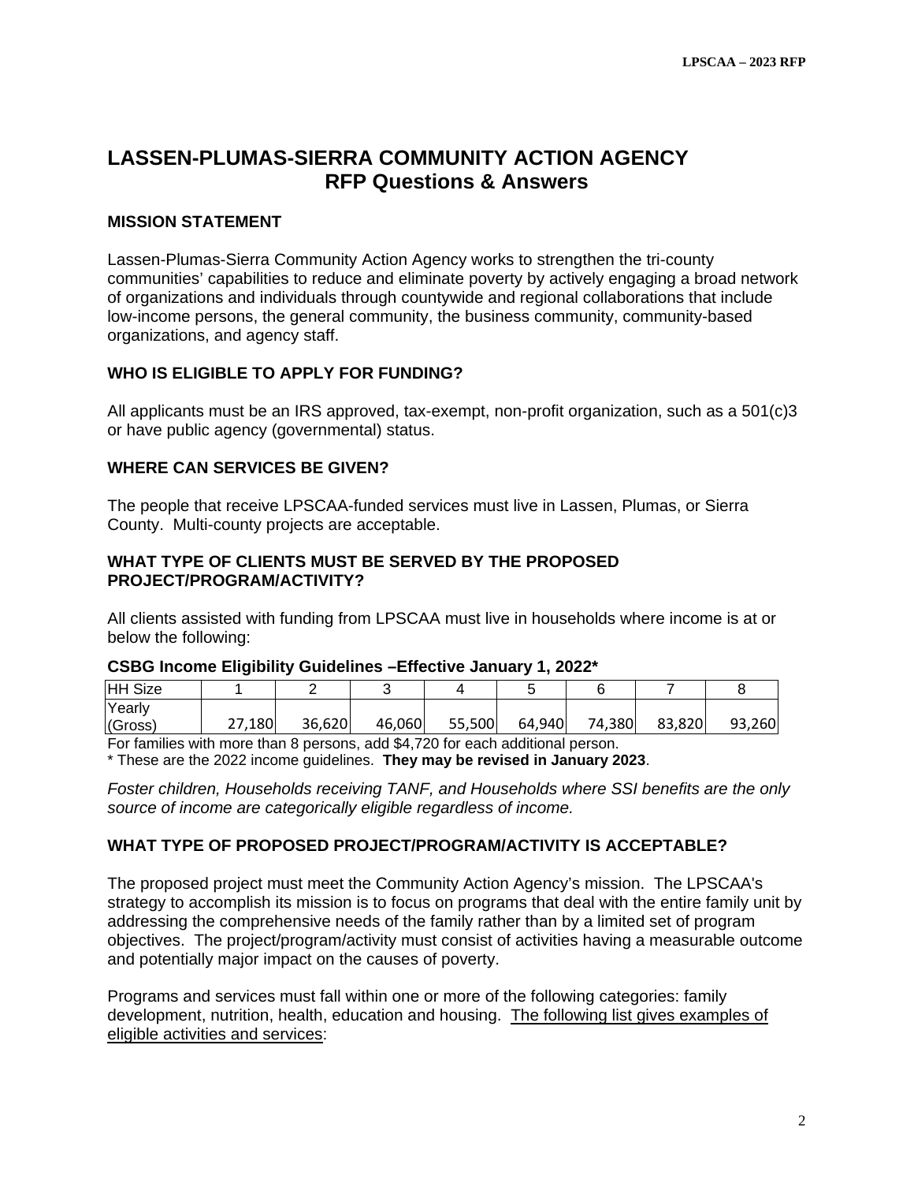# LASSEN-PLUMAS-SIERRA COMMUNITY ACTION AGENCY
## RFP Questions & Answers

### MISSION STATEMENT

Lassen-Plumas-Sierra Community Action Agency works to strengthen the tri-county communities' capabilities to reduce and eliminate poverty by actively engaging a broad network of organizations and individuals through countywide and regional collaborations that include low-income persons, the general community, the business community, community-based organizations, and agency staff.

### WHO IS ELIGIBLE TO APPLY FOR FUNDING?

All applicants must be an IRS approved, tax-exempt, non-profit organization, such as a 501(c)3 or have public agency (governmental) status.

### WHERE CAN SERVICES BE GIVEN?

The people that receive LPSCAA-funded services must live in Lassen, Plumas, or Sierra County. Multi-county projects are acceptable.

### WHAT TYPE OF CLIENTS MUST BE SERVED BY THE PROPOSED PROJECT/PROGRAM/ACTIVITY?

All clients assisted with funding from LPSCAA must live in households where income is at or below the following:

**CSBG Income Eligibility Guidelines –Effective January 1, 2022***

| HH Size | 1 | 2 | 3 | 4 | 5 | 6 | 7 | 8 |
|---|---|---|---|---|---|---|---|---|
| Yearly (Gross) | 27,180 | 36,620 | 46,060 | 55,500 | 64,940 | 74,380 | 83,820 | 93,260 |

For families with more than 8 persons, add $4,720 for each additional person.

* These are the 2022 income guidelines. **They may be revised in January 2023**.

*Foster children, Households receiving TANF, and Households where SSI benefits are the only source of income are categorically eligible regardless of income.*

### WHAT TYPE OF PROPOSED PROJECT/PROGRAM/ACTIVITY IS ACCEPTABLE?

The proposed project must meet the Community Action Agency's mission. The LPSCAA's strategy to accomplish its mission is to focus on programs that deal with the entire family unit by addressing the comprehensive needs of the family rather than by a limited set of program objectives. The project/program/activity must consist of activities having a measurable outcome and potentially major impact on the causes of poverty.

Programs and services must fall within one or more of the following categories: family development, nutrition, health, education and housing. The following list gives examples of eligible activities and services: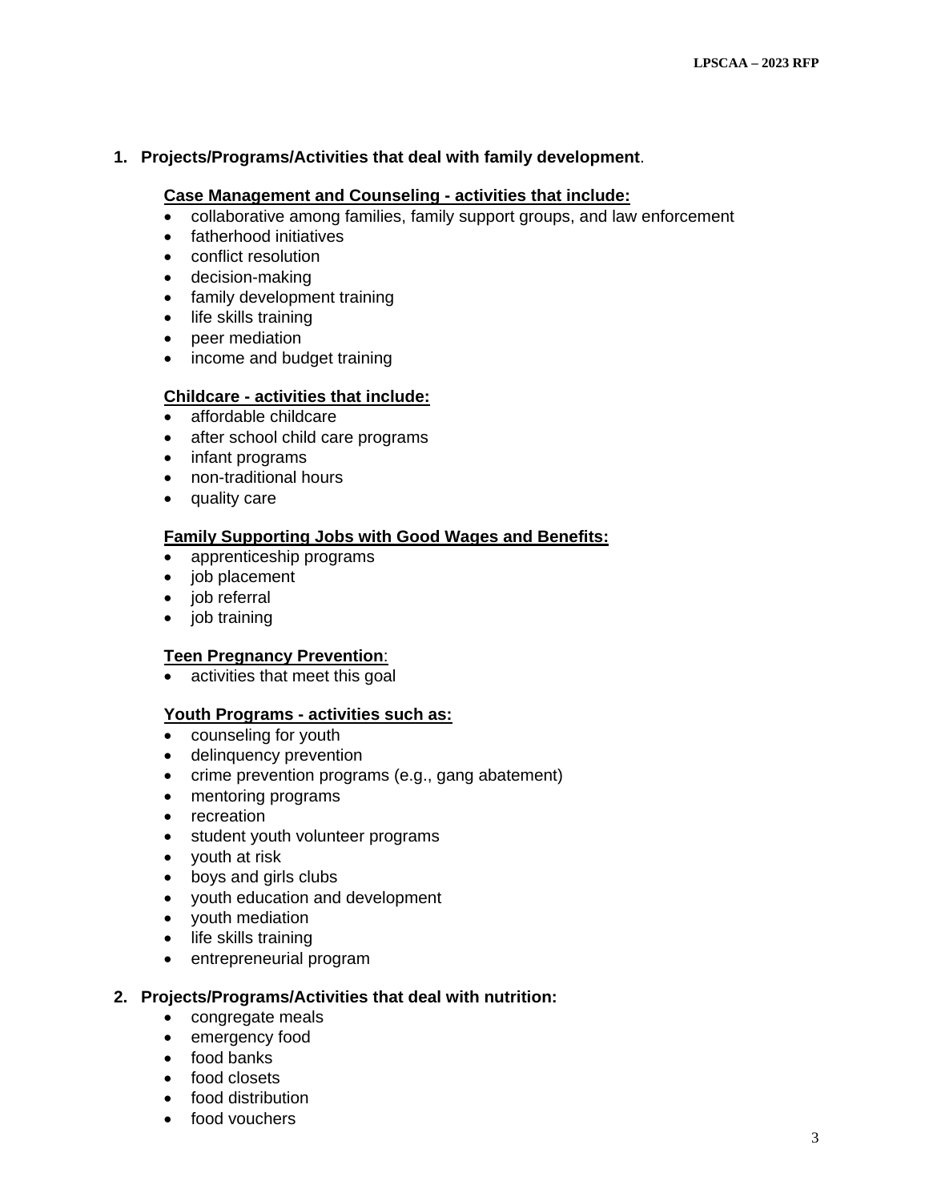1. **Projects/Programs/Activities that deal with family development**.

   **Case Management and Counseling - activities that include:**
   - collaborative among families, family support groups, and law enforcement
   - fatherhood initiatives
   - conflict resolution
   - decision-making
   - family development training
   - life skills training
   - peer mediation
   - income and budget training

   **Childcare - activities that include:**
   - affordable childcare
   - after school child care programs
   - infant programs
   - non-traditional hours
   - quality care

   **Family Supporting Jobs with Good Wages and Benefits:**
   - apprenticeship programs
   - job placement
   - job referral
   - job training

   **Teen Pregnancy Prevention**:
   - activities that meet this goal

   **Youth Programs - activities such as:**
   - counseling for youth
   - delinquency prevention
   - crime prevention programs (e.g., gang abatement)
   - mentoring programs
   - recreation
   - student youth volunteer programs
   - youth at risk
   - boys and girls clubs
   - youth education and development
   - youth mediation
   - life skills training
   - entrepreneurial program

2. **Projects/Programs/Activities that deal with nutrition:**
   - congregate meals
   - emergency food
   - food banks
   - food closets
   - food distribution
   - food vouchers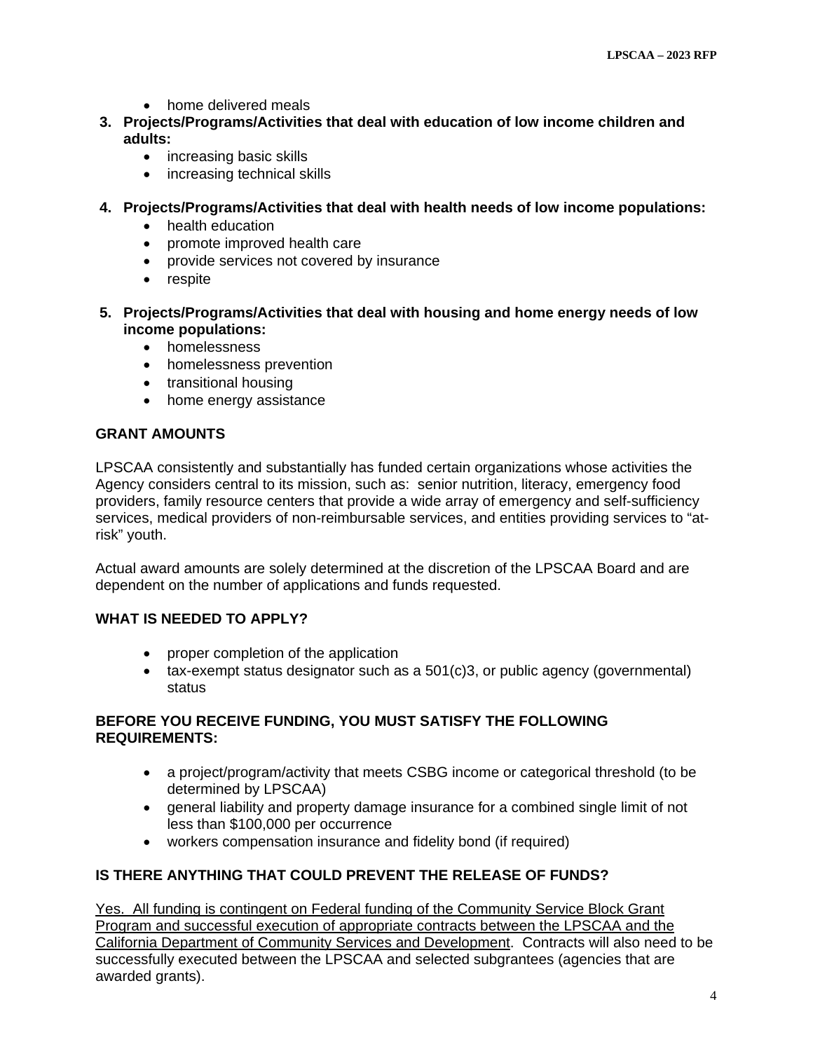- home delivered meals

3. **Projects/Programs/Activities that deal with education of low income children and adults:**
   - increasing basic skills
   - increasing technical skills

4. **Projects/Programs/Activities that deal with health needs of low income populations:**
   - health education
   - promote improved health care
   - provide services not covered by insurance
   - respite

5. **Projects/Programs/Activities that deal with housing and home energy needs of low income populations:**
   - homelessness
   - homelessness prevention
   - transitional housing
   - home energy assistance

**GRANT AMOUNTS**

LPSCAA consistently and substantially has funded certain organizations whose activities the Agency considers central to its mission, such as: senior nutrition, literacy, emergency food providers, family resource centers that provide a wide array of emergency and self-sufficiency services, medical providers of non-reimbursable services, and entities providing services to "at-risk" youth.

Actual award amounts are solely determined at the discretion of the LPSCAA Board and are dependent on the number of applications and funds requested.

**WHAT IS NEEDED TO APPLY?**

- proper completion of the application
- tax-exempt status designator such as a 501(c)3, or public agency (governmental) status

**BEFORE YOU RECEIVE FUNDING, YOU MUST SATISFY THE FOLLOWING REQUIREMENTS:**

- a project/program/activity that meets CSBG income or categorical threshold (to be determined by LPSCAA)
- general liability and property damage insurance for a combined single limit of not less than $100,000 per occurrence
- workers compensation insurance and fidelity bond (if required)

**IS THERE ANYTHING THAT COULD PREVENT THE RELEASE OF FUNDS?**

<u>Yes. All funding is contingent on Federal funding of the Community Service Block Grant Program and successful execution of appropriate contracts between the LPSCAA and the California Department of Community Services and Development</u>. Contracts will also need to be successfully executed between the LPSCAA and selected subgrantees (agencies that are awarded grants).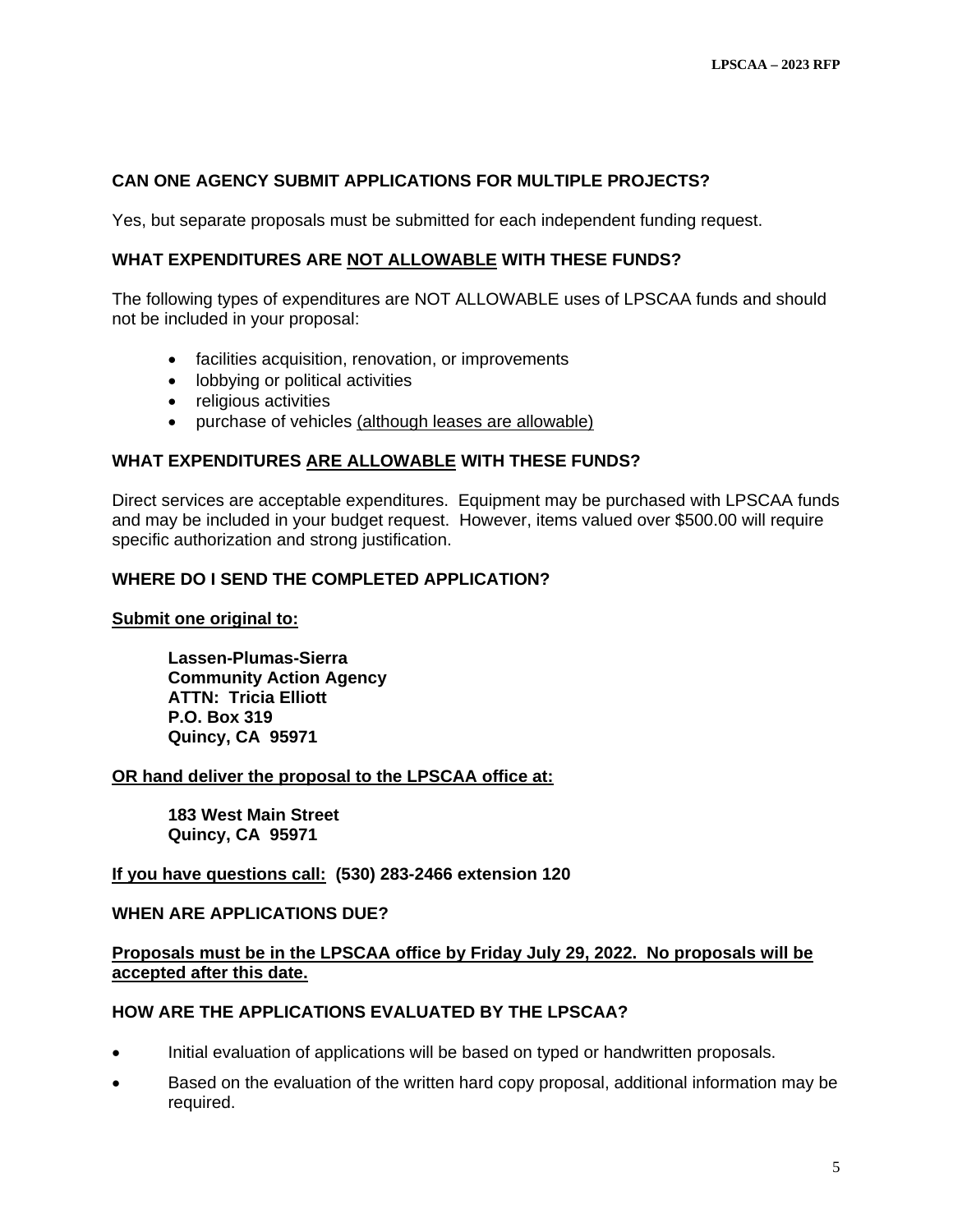### CAN ONE AGENCY SUBMIT APPLICATIONS FOR MULTIPLE PROJECTS?

Yes, but separate proposals must be submitted for each independent funding request.

### WHAT EXPENDITURES ARE <u>NOT ALLOWABLE</u> WITH THESE FUNDS?

The following types of expenditures are NOT ALLOWABLE uses of LPSCAA funds and should not be included in your proposal:

- facilities acquisition, renovation, or improvements
- lobbying or political activities
- religious activities
- purchase of vehicles <u>(although leases are allowable)</u>

### WHAT EXPENDITURES <u>ARE ALLOWABLE</u> WITH THESE FUNDS?

Direct services are acceptable expenditures. Equipment may be purchased with LPSCAA funds and may be included in your budget request. However, items valued over $500.00 will require specific authorization and strong justification.

### WHERE DO I SEND THE COMPLETED APPLICATION?

**<u>Submit one original to:</u>**

> **Lassen-Plumas-Sierra**
> **Community Action Agency**
> **ATTN: Tricia Elliott**
> **P.O. Box 319**
> **Quincy, CA 95971**

**<u>OR hand deliver the proposal to the LPSCAA office at:</u>**

> **183 West Main Street**
> **Quincy, CA 95971**

**<u>If you have questions call:</u> (530) 283-2466 extension 120**

### WHEN ARE APPLICATIONS DUE?

**<u>Proposals must be in the LPSCAA office by Friday July 29, 2022. No proposals will be accepted after this date.</u>**

### HOW ARE THE APPLICATIONS EVALUATED BY THE LPSCAA?

- Initial evaluation of applications will be based on typed or handwritten proposals.
- Based on the evaluation of the written hard copy proposal, additional information may be required.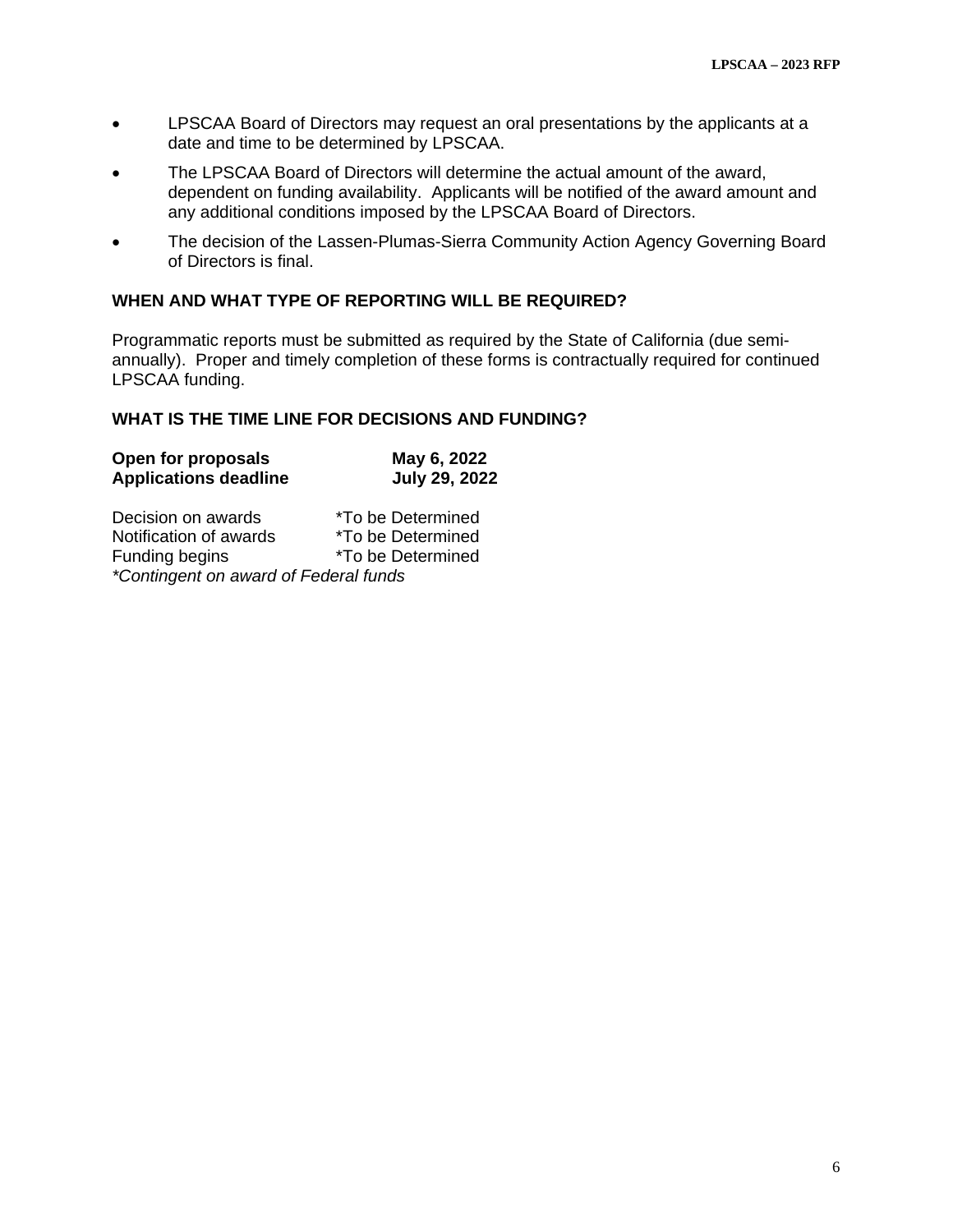- LPSCAA Board of Directors may request an oral presentations by the applicants at a date and time to be determined by LPSCAA.
- The LPSCAA Board of Directors will determine the actual amount of the award, dependent on funding availability. Applicants will be notified of the award amount and any additional conditions imposed by the LPSCAA Board of Directors.
- The decision of the Lassen-Plumas-Sierra Community Action Agency Governing Board of Directors is final.

### WHEN AND WHAT TYPE OF REPORTING WILL BE REQUIRED?

Programmatic reports must be submitted as required by the State of California (due semi-annually). Proper and timely completion of these forms is contractually required for continued LPSCAA funding.

### WHAT IS THE TIME LINE FOR DECISIONS AND FUNDING?

| | |
|---|---|
| **Open for proposals** | **May 6, 2022** |
| **Applications deadline** | **July 29, 2022** |

| | |
|---|---|
| Decision on awards | *To be Determined |
| Notification of awards | *To be Determined |
| Funding begins | *To be Determined |

*\*Contingent on award of Federal funds*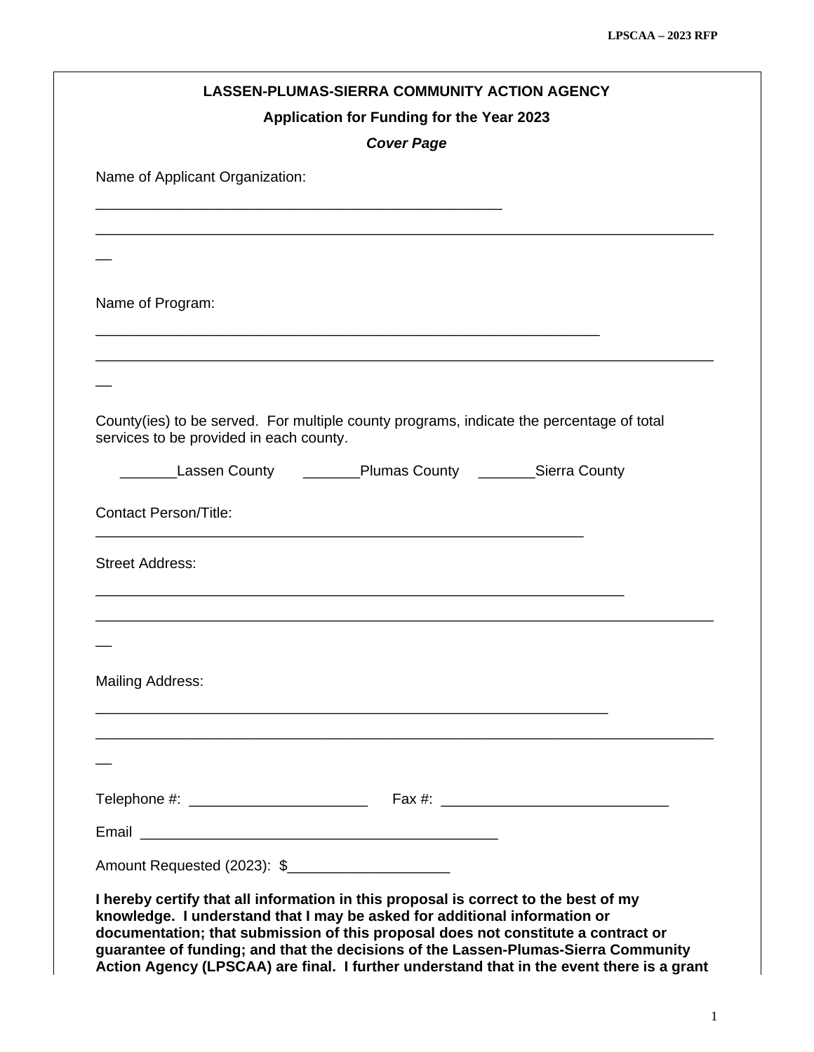**LASSEN-PLUMAS-SIERRA COMMUNITY ACTION AGENCY**

**Application for Funding for the Year 2023**

***Cover Page***

Name of Applicant Organization:

_______________________________________________

_________________________________________________________________

Name of Program:

__________________________________________________________

_________________________________________________________________

County(ies) to be served. For multiple county programs, indicate the percentage of total services to be provided in each county.

_______Lassen County _______Plumas County _______Sierra County

Contact Person/Title:

________________________________________________________

Street Address:

_____________________________________________________________

_________________________________________________________________

Mailing Address:

___________________________________________________________

_________________________________________________________________

Telephone #: ______________________ Fax #: ____________________________

Email ______________________________________________

Amount Requested (2023): $____________________

**I hereby certify that all information in this proposal is correct to the best of my knowledge. I understand that I may be asked for additional information or documentation; that submission of this proposal does not constitute a contract or guarantee of funding; and that the decisions of the Lassen-Plumas-Sierra Community Action Agency (LPSCAA) are final. I further understand that in the event there is a grant**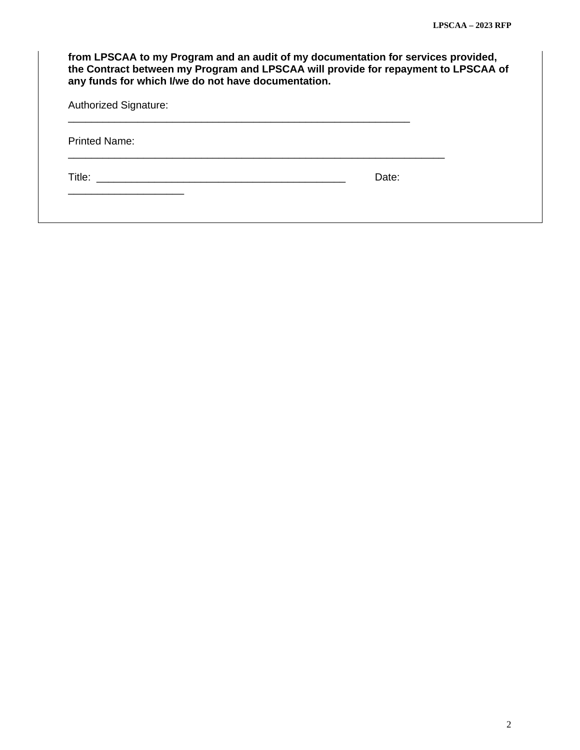**from LPSCAA to my Program and an audit of my documentation for services provided, the Contract between my Program and LPSCAA will provide for repayment to LPSCAA of any funds for which I/we do not have documentation.**

Authorized Signature: _______________________________________________________________

Printed Name: _____________________________________________________________________

Title: ____________________________________________ Date: ____________________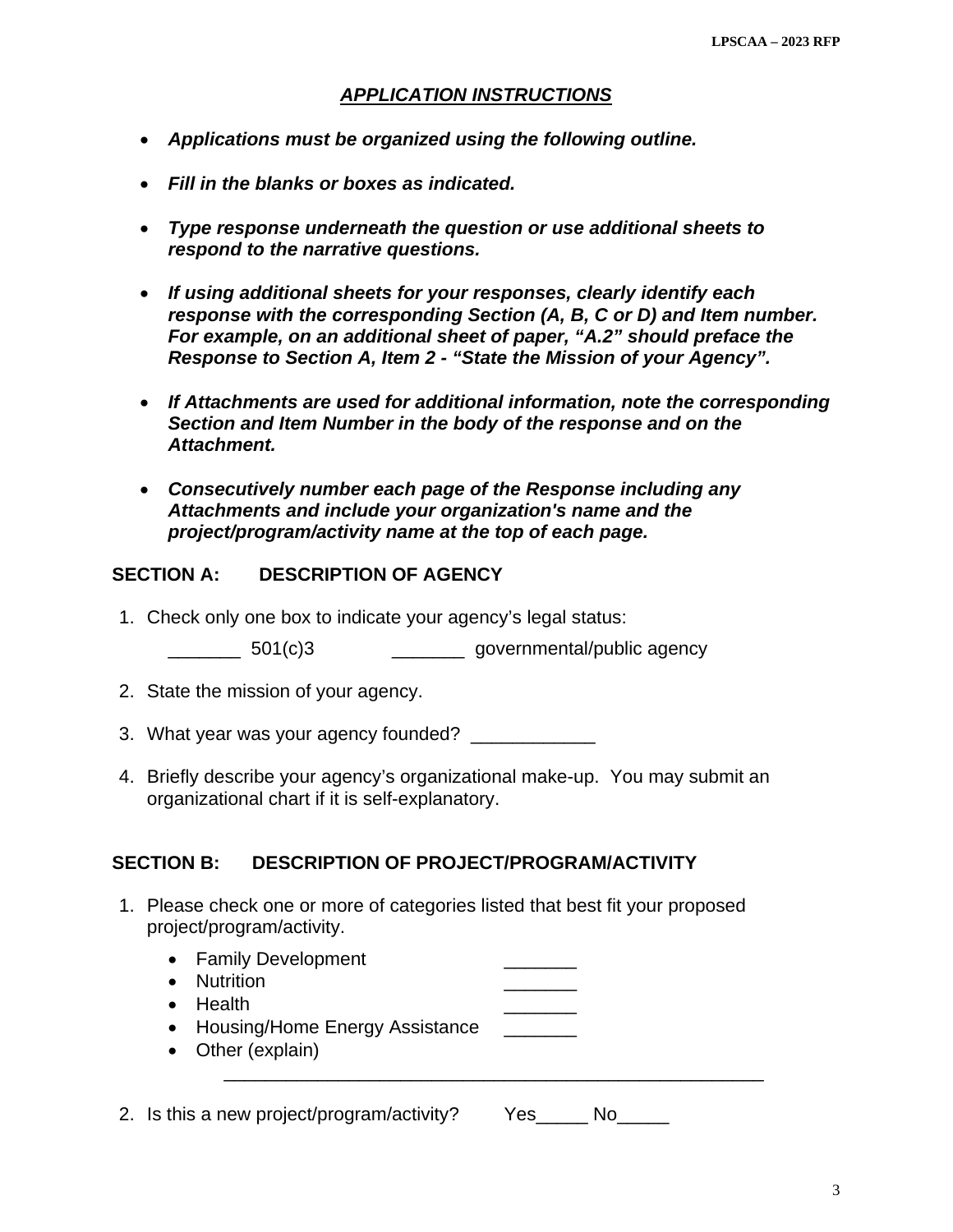## *APPLICATION INSTRUCTIONS*

- ***Applications must be organized using the following outline.***
- ***Fill in the blanks or boxes as indicated.***
- ***Type response underneath the question or use additional sheets to respond to the narrative questions.***
- ***If using additional sheets for your responses, clearly identify each response with the corresponding Section (A, B, C or D) and Item number. For example, on an additional sheet of paper, "A.2" should preface the Response to Section A, Item 2 - "State the Mission of your Agency".***
- ***If Attachments are used for additional information, note the corresponding Section and Item Number in the body of the response and on the Attachment.***
- ***Consecutively number each page of the Response including any Attachments and include your organization's name and the project/program/activity name at the top of each page.***

### SECTION A: DESCRIPTION OF AGENCY

1. Check only one box to indicate your agency's legal status:

   _______ 501(c)3 _______ governmental/public agency

2. State the mission of your agency.

3. What year was your agency founded? ____________

4. Briefly describe your agency's organizational make-up. You may submit an organizational chart if it is self-explanatory.

### SECTION B: DESCRIPTION OF PROJECT/PROGRAM/ACTIVITY

1. Please check one or more of categories listed that best fit your proposed project/program/activity.

   - Family Development _______
   - Nutrition _______
   - Health _______
   - Housing/Home Energy Assistance _______
   - Other (explain)

   _____________________________________________________

2. Is this a new project/program/activity? Yes_____ No_____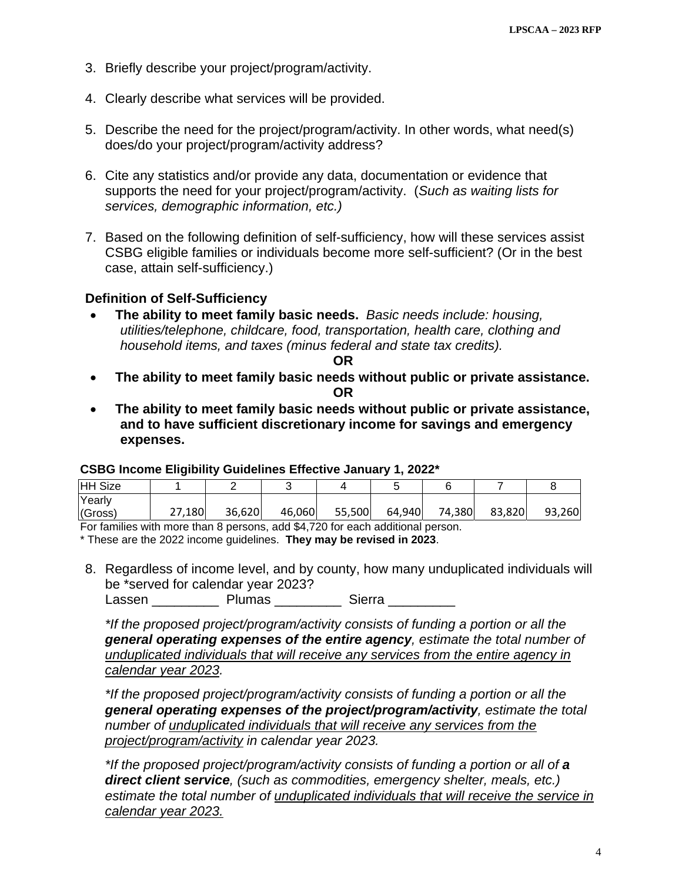3. Briefly describe your project/program/activity.

4. Clearly describe what services will be provided.

5. Describe the need for the project/program/activity. In other words, what need(s) does/do your project/program/activity address?

6. Cite any statistics and/or provide any data, documentation or evidence that supports the need for your project/program/activity. (*Such as waiting lists for services, demographic information, etc.)*

7. Based on the following definition of self-sufficiency, how will these services assist CSBG eligible families or individuals become more self-sufficient? (Or in the best case, attain self-sufficiency.)

**Definition of Self-Sufficiency**

- **The ability to meet family basic needs.** *Basic needs include: housing, utilities/telephone, childcare, food, transportation, health care, clothing and household items, and taxes (minus federal and state tax credits).*

**OR**

- **The ability to meet family basic needs without public or private assistance.**

**OR**

- **The ability to meet family basic needs without public or private assistance, and to have sufficient discretionary income for savings and emergency expenses.**

**CSBG Income Eligibility Guidelines Effective January 1, 2022***

| HH Size | 1 | 2 | 3 | 4 | 5 | 6 | 7 | 8 |
|---|---|---|---|---|---|---|---|---|
| Yearly (Gross) | 27,180 | 36,620 | 46,060 | 55,500 | 64,940 | 74,380 | 83,820 | 93,260 |

For families with more than 8 persons, add $4,720 for each additional person.

* These are the 2022 income guidelines. **They may be revised in 2023**.

8. Regardless of income level, and by county, how many unduplicated individuals will be *served for calendar year 2023?

   Lassen _________ Plumas _________ Sierra _________

   **If the proposed project/program/activity consists of funding a portion or all the **general operating expenses of the entire agency**, estimate the total number of <u>unduplicated individuals that will receive any services from the entire agency in calendar year 2023</u>.*

   **If the proposed project/program/activity consists of funding a portion or all the **general operating expenses of the project/program/activity**, estimate the total number of <u>unduplicated individuals that will receive any services from the project/program/activity</u> in calendar year 2023.*

   **If the proposed project/program/activity consists of funding a portion or all of **a direct client service**, (such as commodities, emergency shelter, meals, etc.) estimate the total number of <u>unduplicated individuals that will receive the service in calendar year 2023.</u>*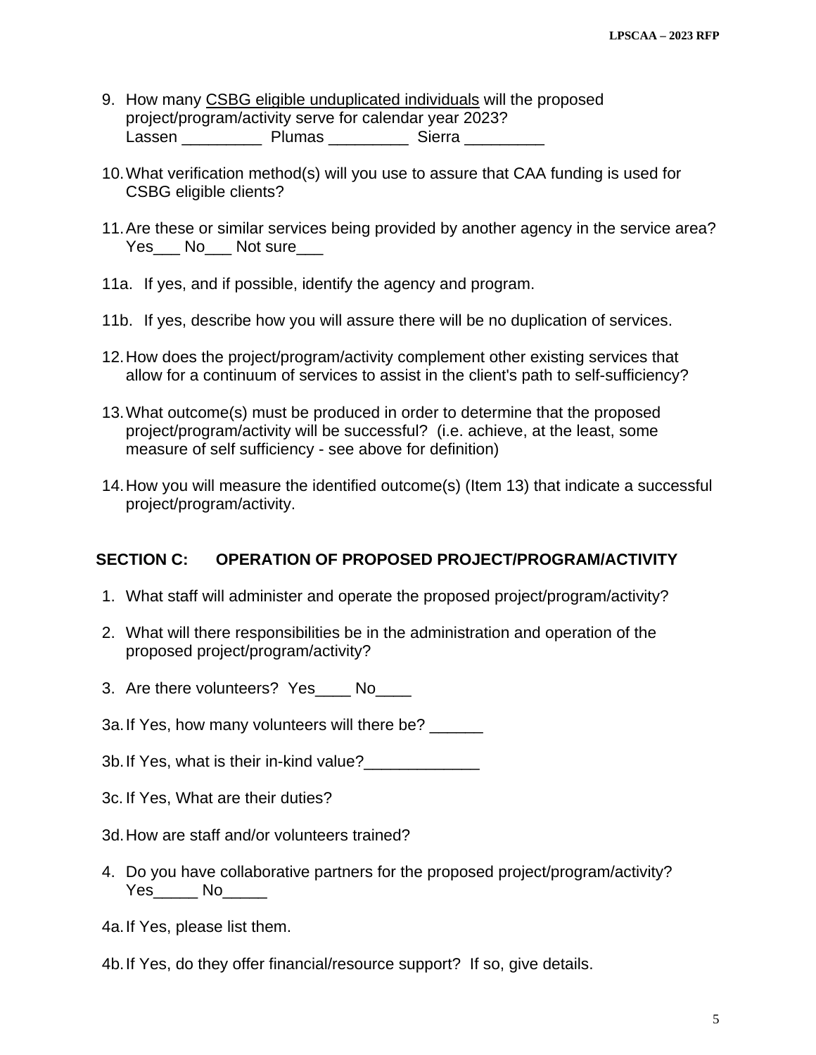9. How many <u>CSBG eligible unduplicated individuals</u> will the proposed project/program/activity serve for calendar year 2023?
   Lassen _________ Plumas _________ Sierra _________

10. What verification method(s) will you use to assure that CAA funding is used for CSBG eligible clients?

11. Are these or similar services being provided by another agency in the service area?
    Yes___ No___ Not sure___

11a. If yes, and if possible, identify the agency and program.

11b. If yes, describe how you will assure there will be no duplication of services.

12. How does the project/program/activity complement other existing services that allow for a continuum of services to assist in the client's path to self-sufficiency?

13. What outcome(s) must be produced in order to determine that the proposed project/program/activity will be successful? (i.e. achieve, at the least, some measure of self sufficiency - see above for definition)

14. How you will measure the identified outcome(s) (Item 13) that indicate a successful project/program/activity.

## SECTION C: OPERATION OF PROPOSED PROJECT/PROGRAM/ACTIVITY

1. What staff will administer and operate the proposed project/program/activity?

2. What will there responsibilities be in the administration and operation of the proposed project/program/activity?

3. Are there volunteers? Yes____ No____

3a. If Yes, how many volunteers will there be? ______

3b. If Yes, what is their in-kind value?_____________

3c. If Yes, What are their duties?

3d. How are staff and/or volunteers trained?

4. Do you have collaborative partners for the proposed project/program/activity?
   Yes_____ No_____

4a. If Yes, please list them.

4b. If Yes, do they offer financial/resource support? If so, give details.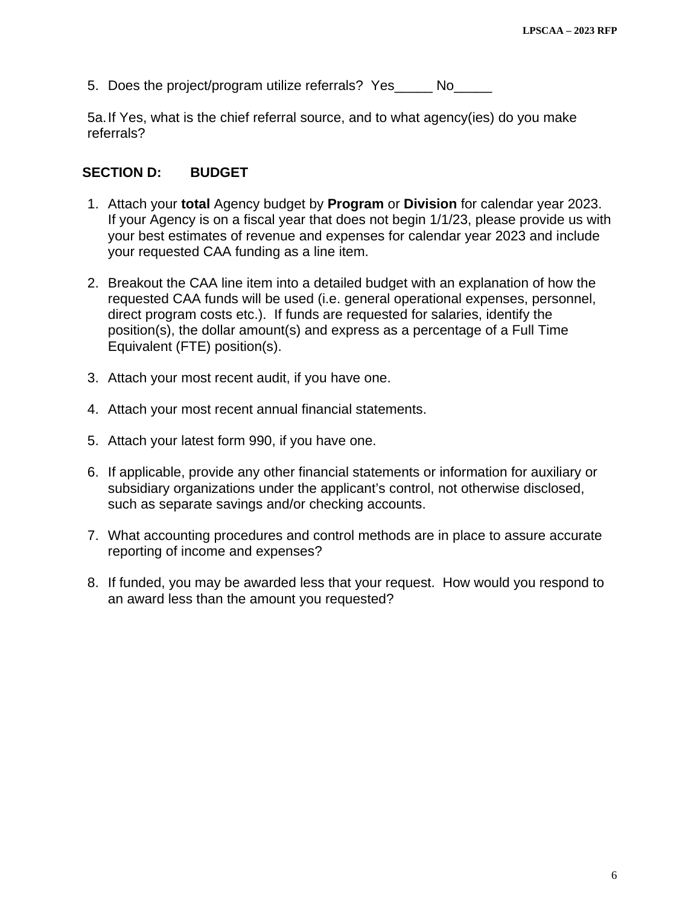5. Does the project/program utilize referrals?  Yes_____ No_____

5a. If Yes, what is the chief referral source, and to what agency(ies) do you make referrals?

## SECTION D: BUDGET

1. Attach your **total** Agency budget by **Program** or **Division** for calendar year 2023. If your Agency is on a fiscal year that does not begin 1/1/23, please provide us with your best estimates of revenue and expenses for calendar year 2023 and include your requested CAA funding as a line item.

2. Breakout the CAA line item into a detailed budget with an explanation of how the requested CAA funds will be used (i.e. general operational expenses, personnel, direct program costs etc.). If funds are requested for salaries, identify the position(s), the dollar amount(s) and express as a percentage of a Full Time Equivalent (FTE) position(s).

3. Attach your most recent audit, if you have one.

4. Attach your most recent annual financial statements.

5. Attach your latest form 990, if you have one.

6. If applicable, provide any other financial statements or information for auxiliary or subsidiary organizations under the applicant's control, not otherwise disclosed, such as separate savings and/or checking accounts.

7. What accounting procedures and control methods are in place to assure accurate reporting of income and expenses?

8. If funded, you may be awarded less that your request. How would you respond to an award less than the amount you requested?